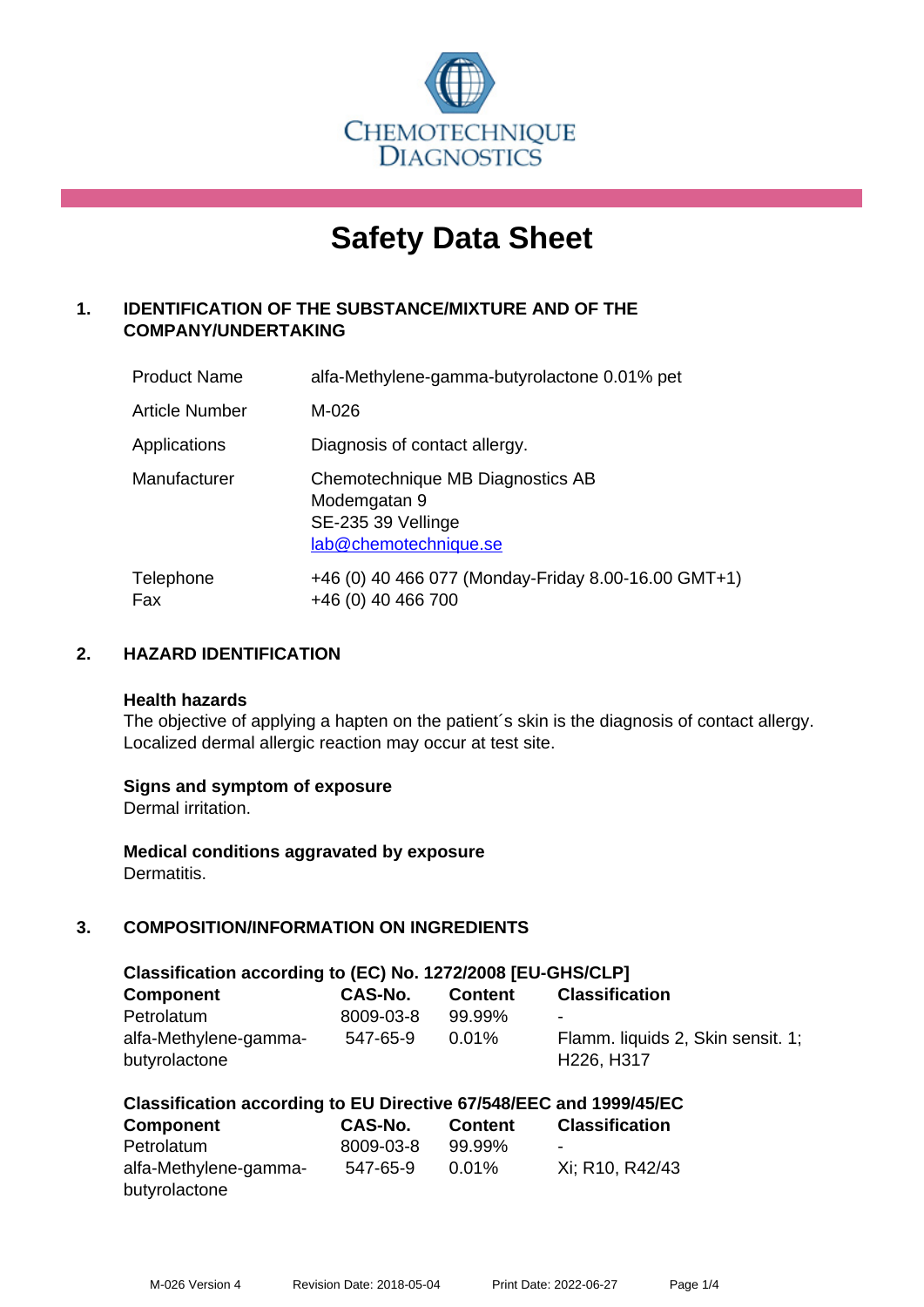CHEMOTECHNIQUE DIAGNOSTICS

# Safety Data Sheet

## 1. IDENTIFICATION OF THE SUBSTANCE/MIXTURE AND OF THE COMPANY/UNDERTAKING

| | |
|---|---|
| Product Name | alfa-Methylene-gamma-butyrolactone 0.01% pet |
| Article Number | M-026 |
| Applications | Diagnosis of contact allergy. |
| Manufacturer | Chemotechnique MB Diagnostics AB<br>Modemgatan 9<br>SE-235 39 Vellinge<br>lab@chemotechnique.se |
| Telephone<br>Fax | +46 (0) 40 466 077 (Monday-Friday 8.00-16.00 GMT+1)<br>+46 (0) 40 466 700 |

## 2. HAZARD IDENTIFICATION

**Health hazards**
The objective of applying a hapten on the patient´s skin is the diagnosis of contact allergy. Localized dermal allergic reaction may occur at test site.

**Signs and symptom of exposure**
Dermal irritation.

**Medical conditions aggravated by exposure**
Dermatitis.

## 3. COMPOSITION/INFORMATION ON INGREDIENTS

**Classification according to (EC) No. 1272/2008 [EU-GHS/CLP]**

| Component | CAS-No. | Content | Classification |
|---|---|---|---|
| Petrolatum | 8009-03-8 | 99.99% | - |
| alfa-Methylene-gamma-butyrolactone | 547-65-9 | 0.01% | Flamm. liquids 2, Skin sensit. 1; H226, H317 |

**Classification according to EU Directive 67/548/EEC and 1999/45/EC**

| Component | CAS-No. | Content | Classification |
|---|---|---|---|
| Petrolatum | 8009-03-8 | 99.99% | - |
| alfa-Methylene-gamma-butyrolactone | 547-65-9 | 0.01% | Xi; R10, R42/43 |

M-026 Version 4 Revision Date: 2018-05-04 Print Date: 2022-06-27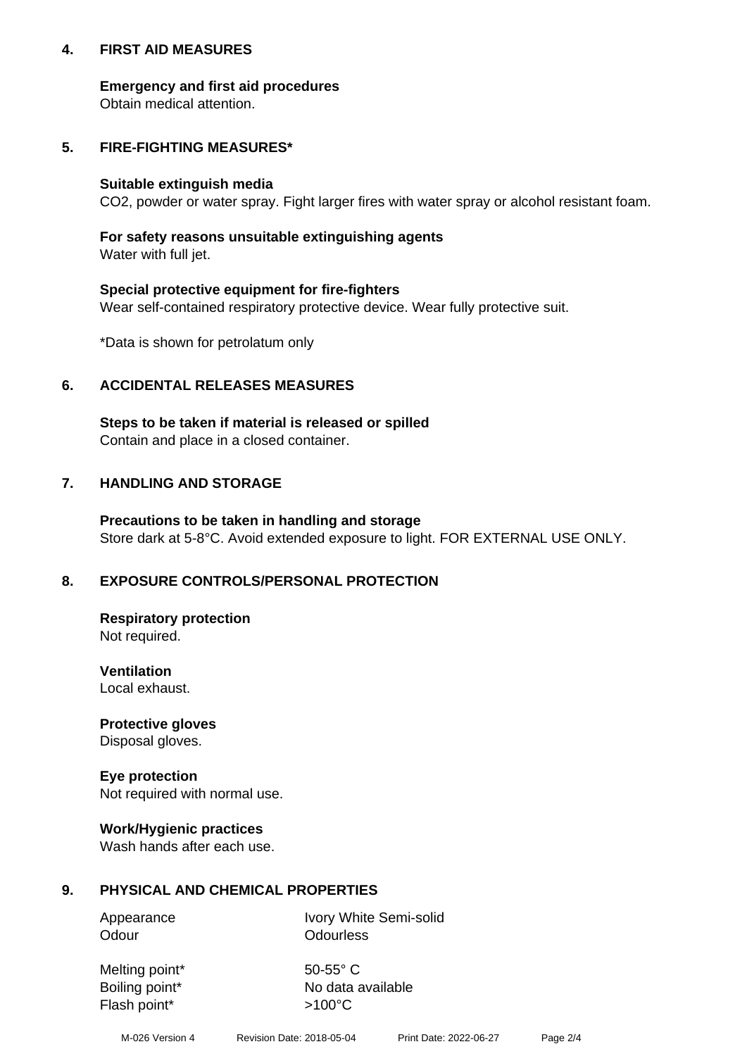## 4. FIRST AID MEASURES

**Emergency and first aid procedures**
Obtain medical attention.

## 5. FIRE-FIGHTING MEASURES*

**Suitable extinguish media**
$CO_2$, powder or water spray. Fight larger fires with water spray or alcohol resistant foam.

**For safety reasons unsuitable extinguishing agents**
Water with full jet.

**Special protective equipment for fire-fighters**
Wear self-contained respiratory protective device. Wear fully protective suit.

*Data is shown for petrolatum only

## 6. ACCIDENTAL RELEASES MEASURES

**Steps to be taken if material is released or spilled**
Contain and place in a closed container.

## 7. HANDLING AND STORAGE

**Precautions to be taken in handling and storage**
Store dark at 5-8°C. Avoid extended exposure to light. FOR EXTERNAL USE ONLY.

## 8. EXPOSURE CONTROLS/PERSONAL PROTECTION

**Respiratory protection**
Not required.

**Ventilation**
Local exhaust.

**Protective gloves**
Disposal gloves.

**Eye protection**
Not required with normal use.

**Work/Hygienic practices**
Wash hands after each use.

## 9. PHYSICAL AND CHEMICAL PROPERTIES

| | |
|---|---|
| Appearance | Ivory White Semi-solid |
| Odour | Odourless |
| Melting point* | 50-55° C |
| Boiling point* | No data available |
| Flash point* | >100°C |

M-026 Version 4    Revision Date: 2018-05-04    Print Date: 2022-06-27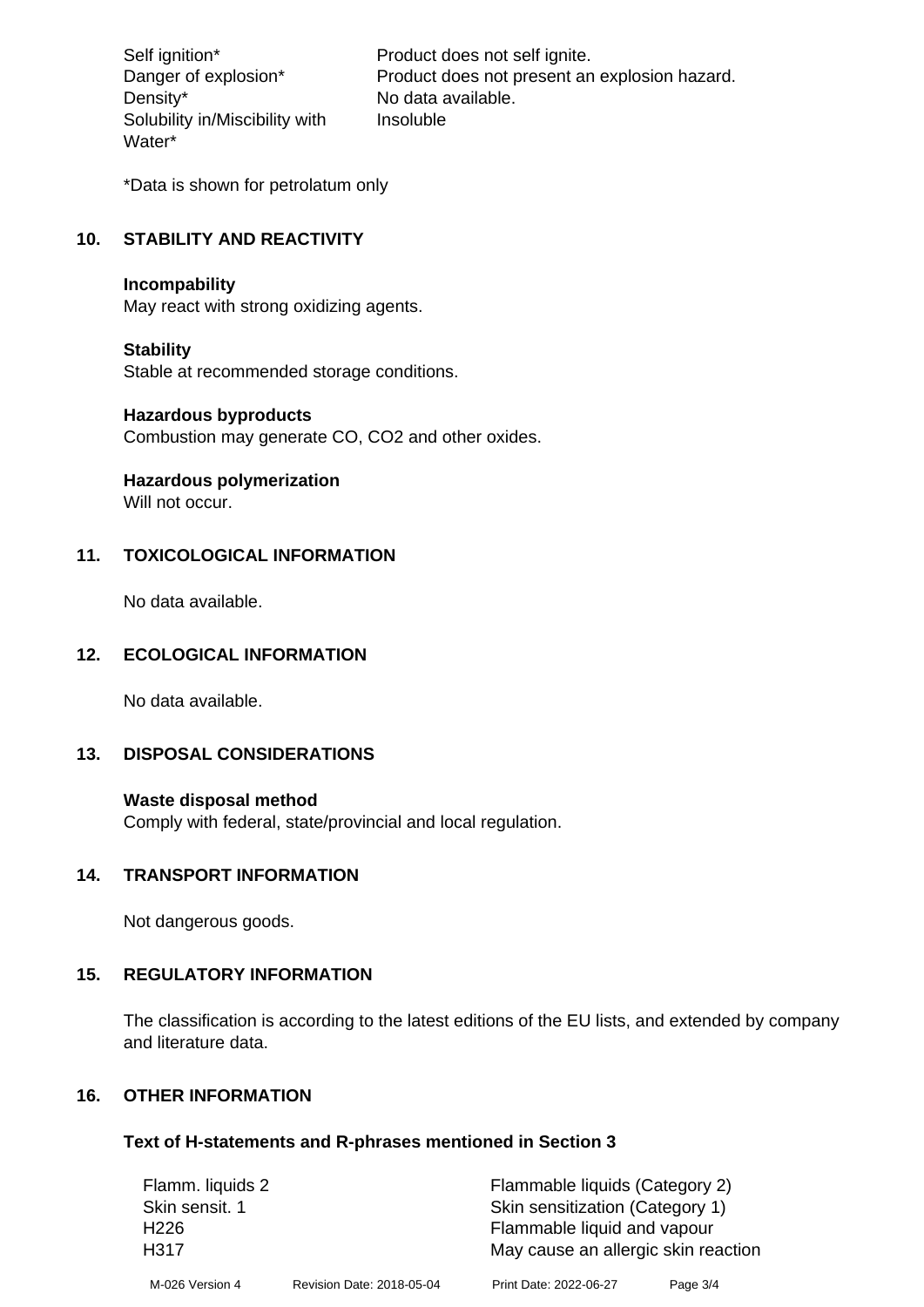| | |
|---|---|
| Self ignition* | Product does not self ignite. |
| Danger of explosion* | Product does not present an explosion hazard. |
| Density* | No data available. |
| Solubility in/Miscibility with Water* | Insoluble |

*Data is shown for petrolatum only

## 10. STABILITY AND REACTIVITY

**Incompability**
May react with strong oxidizing agents.

**Stability**
Stable at recommended storage conditions.

**Hazardous byproducts**
Combustion may generate CO, $CO_2$ and other oxides.

**Hazardous polymerization**
Will not occur.

## 11. TOXICOLOGICAL INFORMATION

No data available.

## 12. ECOLOGICAL INFORMATION

No data available.

## 13. DISPOSAL CONSIDERATIONS

**Waste disposal method**
Comply with federal, state/provincial and local regulation.

## 14. TRANSPORT INFORMATION

Not dangerous goods.

## 15. REGULATORY INFORMATION

The classification is according to the latest editions of the EU lists, and extended by company and literature data.

## 16. OTHER INFORMATION

**Text of H-statements and R-phrases mentioned in Section 3**

| | |
|---|---|
| Flamm. liquids 2 | Flammable liquids (Category 2) |
| Skin sensit. 1 | Skin sensitization (Category 1) |
| H226 | Flammable liquid and vapour |
| H317 | May cause an allergic skin reaction |

M-026 Version 4 Revision Date: 2018-05-04 Print Date: 2022-06-27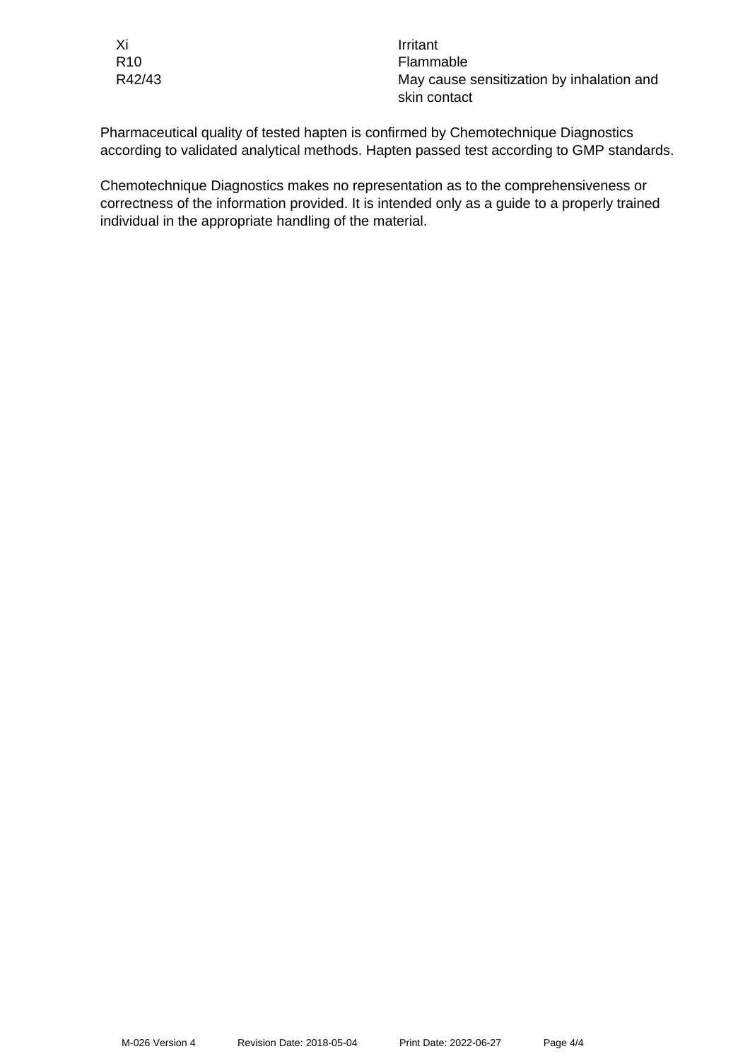| | |
|---|---|
| Xi | Irritant |
| R10 | Flammable |
| R42/43 | May cause sensitization by inhalation and skin contact |

Pharmaceutical quality of tested hapten is confirmed by Chemotechnique Diagnostics according to validated analytical methods. Hapten passed test according to GMP standards.

Chemotechnique Diagnostics makes no representation as to the comprehensiveness or correctness of the information provided. It is intended only as a guide to a properly trained individual in the appropriate handling of the material.